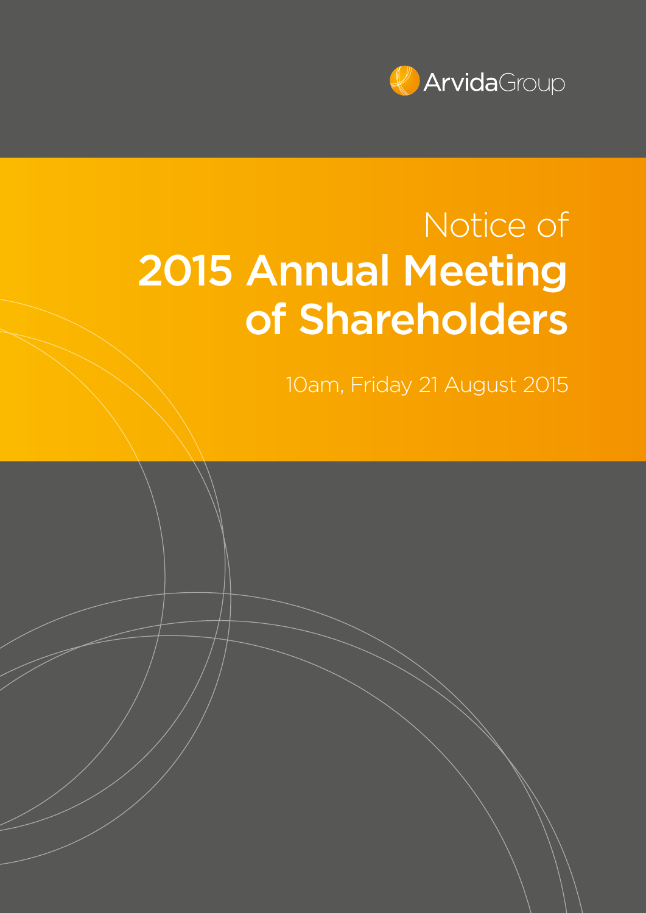ArvidaGroup

Notice of

# 2015 Annual Meeting of Shareholders

10am, Friday 21 August 2015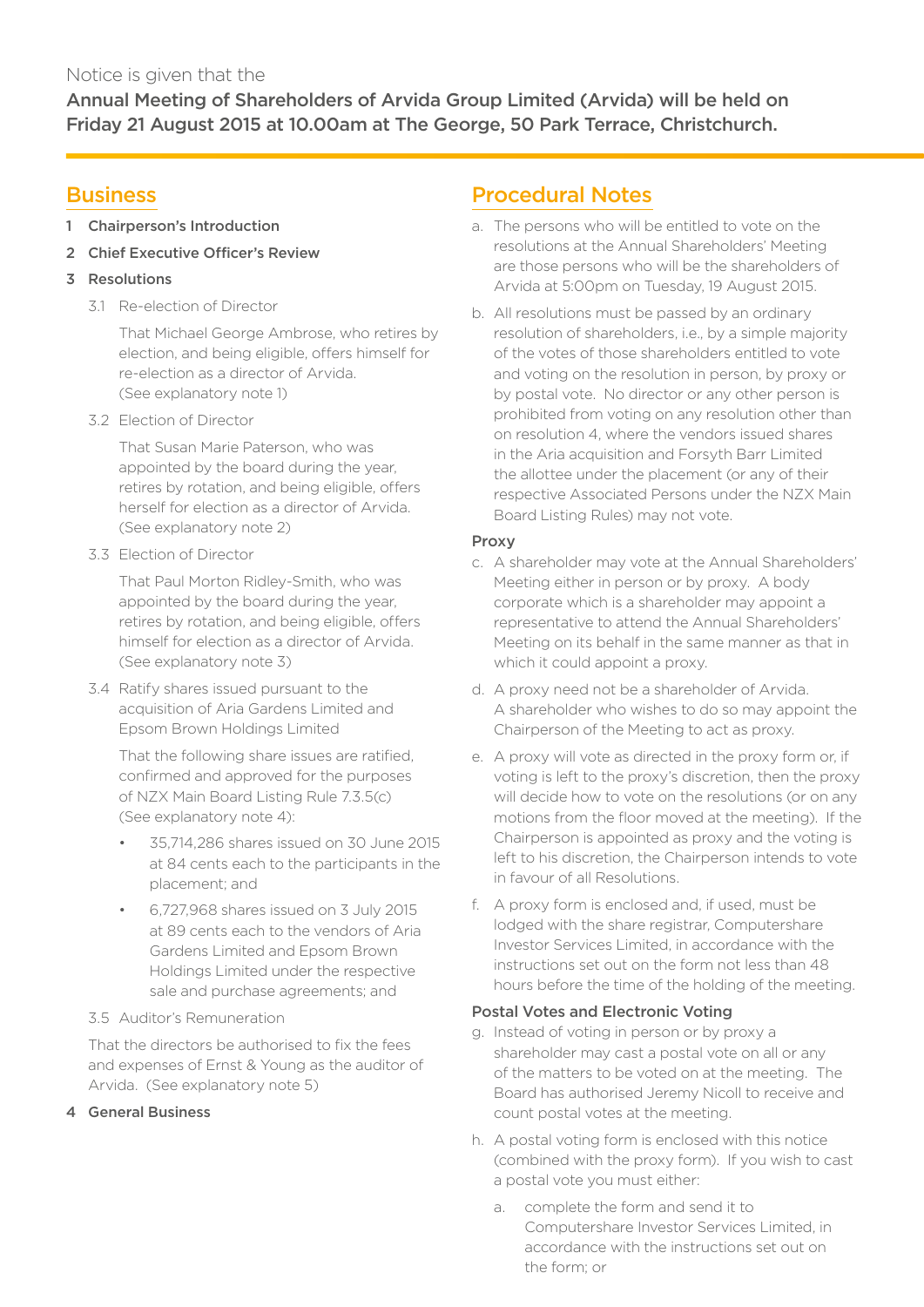Notice is given that the

**Annual Meeting of Shareholders of Arvida Group Limited (Arvida) will be held on Friday 21 August 2015 at 10.00am at The George, 50 Park Terrace, Christchurch.**

## Business

1 **Chairperson's Introduction**

2 **Chief Executive Officer's Review**

3 **Resolutions**

3.1 Re-election of Director

That Michael George Ambrose, who retires by election, and being eligible, offers himself for re-election as a director of Arvida. (See explanatory note 1)

3.2 Election of Director

That Susan Marie Paterson, who was appointed by the board during the year, retires by rotation, and being eligible, offers herself for election as a director of Arvida. (See explanatory note 2)

3.3 Election of Director

That Paul Morton Ridley-Smith, who was appointed by the board during the year, retires by rotation, and being eligible, offers himself for election as a director of Arvida. (See explanatory note 3)

3.4 Ratify shares issued pursuant to the acquisition of Aria Gardens Limited and Epsom Brown Holdings Limited

That the following share issues are ratified, confirmed and approved for the purposes of NZX Main Board Listing Rule 7.3.5(c) (See explanatory note 4):

- 35,714,286 shares issued on 30 June 2015 at 84 cents each to the participants in the placement; and
- 6,727,968 shares issued on 3 July 2015 at 89 cents each to the vendors of Aria Gardens Limited and Epsom Brown Holdings Limited under the respective sale and purchase agreements; and

3.5 Auditor's Remuneration

That the directors be authorised to fix the fees and expenses of Ernst & Young as the auditor of Arvida. (See explanatory note 5)

4 **General Business**

## Procedural Notes

a. The persons who will be entitled to vote on the resolutions at the Annual Shareholders' Meeting are those persons who will be the shareholders of Arvida at 5:00pm on Tuesday, 19 August 2015.

b. All resolutions must be passed by an ordinary resolution of shareholders, i.e., by a simple majority of the votes of those shareholders entitled to vote and voting on the resolution in person, by proxy or by postal vote. No director or any other person is prohibited from voting on any resolution other than on resolution 4, where the vendors issued shares in the Aria acquisition and Forsyth Barr Limited the allottee under the placement (or any of their respective Associated Persons under the NZX Main Board Listing Rules) may not vote.

### Proxy

c. A shareholder may vote at the Annual Shareholders' Meeting either in person or by proxy. A body corporate which is a shareholder may appoint a representative to attend the Annual Shareholders' Meeting on its behalf in the same manner as that in which it could appoint a proxy.

d. A proxy need not be a shareholder of Arvida. A shareholder who wishes to do so may appoint the Chairperson of the Meeting to act as proxy.

e. A proxy will vote as directed in the proxy form or, if voting is left to the proxy's discretion, then the proxy will decide how to vote on the resolutions (or on any motions from the floor moved at the meeting). If the Chairperson is appointed as proxy and the voting is left to his discretion, the Chairperson intends to vote in favour of all Resolutions.

f. A proxy form is enclosed and, if used, must be lodged with the share registrar, Computershare Investor Services Limited, in accordance with the instructions set out on the form not less than 48 hours before the time of the holding of the meeting.

### Postal Votes and Electronic Voting

g. Instead of voting in person or by proxy a shareholder may cast a postal vote on all or any of the matters to be voted on at the meeting. The Board has authorised Jeremy Nicoll to receive and count postal votes at the meeting.

h. A postal voting form is enclosed with this notice (combined with the proxy form). If you wish to cast a postal vote you must either:

   a. complete the form and send it to Computershare Investor Services Limited, in accordance with the instructions set out on the form; or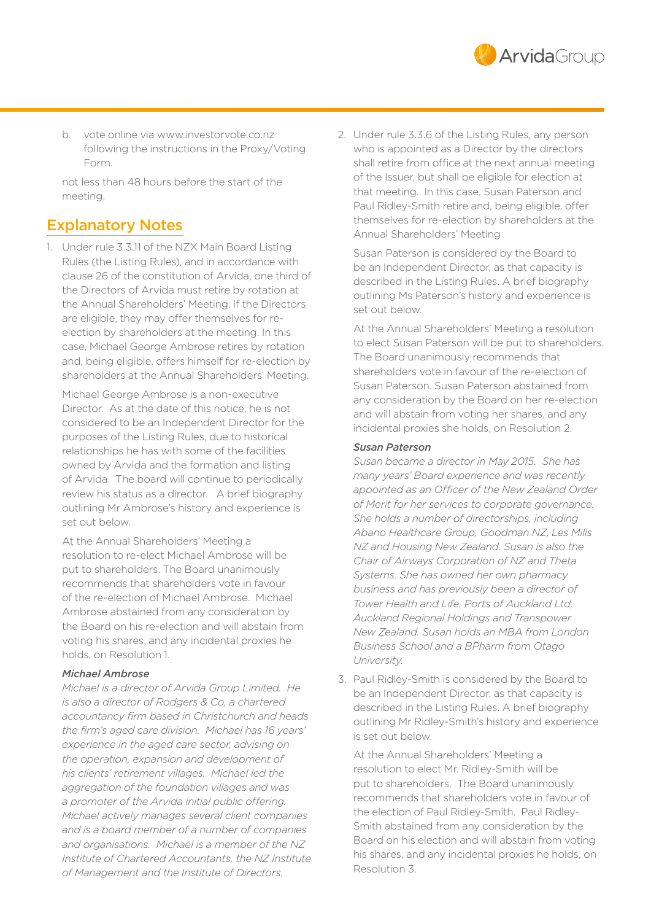b. vote online via www.investorvote.co.nz following the instructions in the Proxy/Voting Form.

not less than 48 hours before the start of the meeting.

## Explanatory Notes

1. Under rule 3.3.11 of the NZX Main Board Listing Rules (the Listing Rules), and in accordance with clause 26 of the constitution of Arvida, one third of the Directors of Arvida must retire by rotation at the Annual Shareholders' Meeting. If the Directors are eligible, they may offer themselves for re-election by shareholders at the meeting. In this case, Michael George Ambrose retires by rotation and, being eligible, offers himself for re-election by shareholders at the Annual Shareholders' Meeting.

   Michael George Ambrose is a non-executive Director. As at the date of this notice, he is not considered to be an Independent Director for the purposes of the Listing Rules, due to historical relationships he has with some of the facilities owned by Arvida and the formation and listing of Arvida. The board will continue to periodically review his status as a director. A brief biography outlining Mr Ambrose's history and experience is set out below.

   At the Annual Shareholders' Meeting a resolution to re-elect Michael Ambrose will be put to shareholders. The Board unanimously recommends that shareholders vote in favour of the re-election of Michael Ambrose. Michael Ambrose abstained from any consideration by the Board on his re-election and will abstain from voting his shares, and any incidental proxies he holds, on Resolution 1.

   ***Michael Ambrose***
   *Michael is a director of Arvida Group Limited. He is also a director of Rodgers & Co, a chartered accountancy firm based in Christchurch and heads the firm's aged care division. Michael has 16 years' experience in the aged care sector, advising on the operation, expansion and development of his clients' retirement villages. Michael led the aggregation of the foundation villages and was a promoter of the Arvida initial public offering. Michael actively manages several client companies and is a board member of a number of companies and organisations. Michael is a member of the NZ Institute of Chartered Accountants, the NZ Institute of Management and the Institute of Directors.*

2. Under rule 3.3.6 of the Listing Rules, any person who is appointed as a Director by the directors shall retire from office at the next annual meeting of the Issuer, but shall be eligible for election at that meeting. In this case, Susan Paterson and Paul Ridley-Smith retire and, being eligible, offer themselves for re-election by shareholders at the Annual Shareholders' Meeting

   Susan Paterson is considered by the Board to be an Independent Director, as that capacity is described in the Listing Rules. A brief biography outlining Ms Paterson's history and experience is set out below.

   At the Annual Shareholders' Meeting a resolution to elect Susan Paterson will be put to shareholders. The Board unanimously recommends that shareholders vote in favour of the re-election of Susan Paterson. Susan Paterson abstained from any consideration by the Board on her re-election and will abstain from voting her shares, and any incidental proxies she holds, on Resolution 2.

   ***Susan Paterson***
   *Susan became a director in May 2015. She has many years' Board experience and was recently appointed as an Officer of the New Zealand Order of Merit for her services to corporate governance. She holds a number of directorships, including Abano Healthcare Group, Goodman NZ, Les Mills NZ and Housing New Zealand. Susan is also the Chair of Airways Corporation of NZ and Theta Systems. She has owned her own pharmacy business and has previously been a director of Tower Health and Life, Ports of Auckland Ltd, Auckland Regional Holdings and Transpower New Zealand. Susan holds an MBA from London Business School and a BPharm from Otago University.*

3. Paul Ridley-Smith is considered by the Board to be an Independent Director, as that capacity is described in the Listing Rules. A brief biography outlining Mr Ridley-Smith's history and experience is set out below.

   At the Annual Shareholders' Meeting a resolution to elect Mr. Ridley-Smith will be put to shareholders. The Board unanimously recommends that shareholders vote in favour of the election of Paul Ridley-Smith. Paul Ridley-Smith abstained from any consideration by the Board on his election and will abstain from voting his shares, and any incidental proxies he holds, on Resolution 3.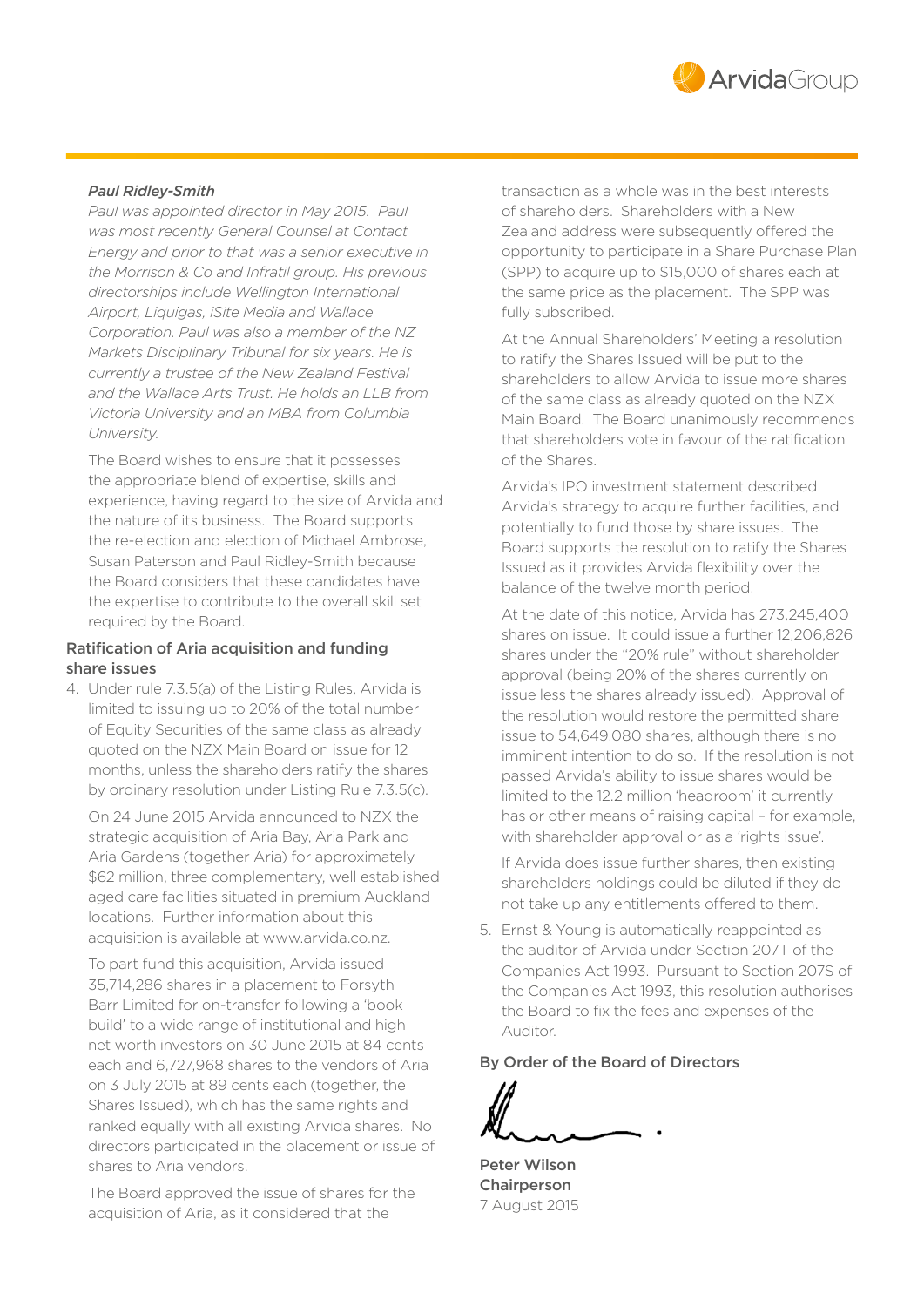*Paul Ridley-Smith*

*Paul was appointed director in May 2015. Paul was most recently General Counsel at Contact Energy and prior to that was a senior executive in the Morrison & Co and Infratil group. His previous directorships include Wellington International Airport, Liquigas, iSite Media and Wallace Corporation. Paul was also a member of the NZ Markets Disciplinary Tribunal for six years. He is currently a trustee of the New Zealand Festival and the Wallace Arts Trust. He holds an LLB from Victoria University and an MBA from Columbia University.*

The Board wishes to ensure that it possesses the appropriate blend of expertise, skills and experience, having regard to the size of Arvida and the nature of its business. The Board supports the re-election and election of Michael Ambrose, Susan Paterson and Paul Ridley-Smith because the Board considers that these candidates have the expertise to contribute to the overall skill set required by the Board.

### Ratification of Aria acquisition and funding share issues

4. Under rule 7.3.5(a) of the Listing Rules, Arvida is limited to issuing up to 20% of the total number of Equity Securities of the same class as already quoted on the NZX Main Board on issue for 12 months, unless the shareholders ratify the shares by ordinary resolution under Listing Rule 7.3.5(c).

   On 24 June 2015 Arvida announced to NZX the strategic acquisition of Aria Bay, Aria Park and Aria Gardens (together Aria) for approximately $62 million, three complementary, well established aged care facilities situated in premium Auckland locations. Further information about this acquisition is available at www.arvida.co.nz.

   To part fund this acquisition, Arvida issued 35,714,286 shares in a placement to Forsyth Barr Limited for on-transfer following a 'book build' to a wide range of institutional and high net worth investors on 30 June 2015 at 84 cents each and 6,727,968 shares to the vendors of Aria on 3 July 2015 at 89 cents each (together, the Shares Issued), which has the same rights and ranked equally with all existing Arvida shares. No directors participated in the placement or issue of shares to Aria vendors.

   The Board approved the issue of shares for the acquisition of Aria, as it considered that the transaction as a whole was in the best interests of shareholders. Shareholders with a New Zealand address were subsequently offered the opportunity to participate in a Share Purchase Plan (SPP) to acquire up to $15,000 of shares each at the same price as the placement. The SPP was fully subscribed.

   At the Annual Shareholders' Meeting a resolution to ratify the Shares Issued will be put to the shareholders to allow Arvida to issue more shares of the same class as already quoted on the NZX Main Board. The Board unanimously recommends that shareholders vote in favour of the ratification of the Shares.

   Arvida's IPO investment statement described Arvida's strategy to acquire further facilities, and potentially to fund those by share issues. The Board supports the resolution to ratify the Shares Issued as it provides Arvida flexibility over the balance of the twelve month period.

   At the date of this notice, Arvida has 273,245,400 shares on issue. It could issue a further 12,206,826 shares under the "20% rule" without shareholder approval (being 20% of the shares currently on issue less the shares already issued). Approval of the resolution would restore the permitted share issue to 54,649,080 shares, although there is no imminent intention to do so. If the resolution is not passed Arvida's ability to issue shares would be limited to the 12.2 million 'headroom' it currently has or other means of raising capital – for example, with shareholder approval or as a 'rights issue'.

   If Arvida does issue further shares, then existing shareholders holdings could be diluted if they do not take up any entitlements offered to them.

5. Ernst & Young is automatically reappointed as the auditor of Arvida under Section 207T of the Companies Act 1993. Pursuant to Section 207S of the Companies Act 1993, this resolution authorises the Board to fix the fees and expenses of the Auditor.

**By Order of the Board of Directors**

**Peter Wilson**
**Chairperson**
7 August 2015